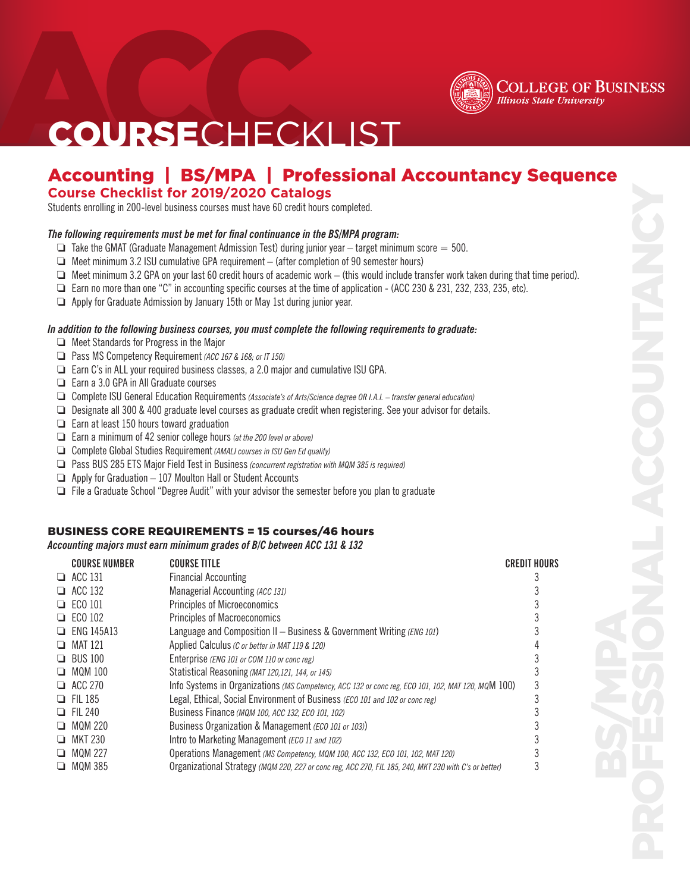# COURSECHECKLIST

COLLEGE OF BUSINESS
Illinois State University

## Accounting | BS/MPA | Professional Accountancy Sequence

### Course Checklist for 2019/2020 Catalogs

Students enrolling in 200-level business courses must have 60 credit hours completed.

***The following requirements must be met for final continuance in the BS/MPA program:***

- ❑ Take the GMAT (Graduate Management Admission Test) during junior year – target minimum score = 500.
- ❑ Meet minimum 3.2 ISU cumulative GPA requirement – (after completion of 90 semester hours)
- ❑ Meet minimum 3.2 GPA on your last 60 credit hours of academic work – (this would include transfer work taken during that time period).
- ❑ Earn no more than one "C" in accounting specific courses at the time of application - (ACC 230 & 231, 232, 233, 235, etc).
- ❑ Apply for Graduate Admission by January 15th or May 1st during junior year.

***In addition to the following business courses, you must complete the following requirements to graduate:***

- ❑ Meet Standards for Progress in the Major
- ❑ Pass MS Competency Requirement *(ACC 167 & 168; or IT 150)*
- ❑ Earn C's in ALL your required business classes, a 2.0 major and cumulative ISU GPA.
- ❑ Earn a 3.0 GPA in All Graduate courses
- ❑ Complete ISU General Education Requirements *(Associate's of Arts/Science degree OR I.A.I. – transfer general education)*
- ❑ Designate all 300 & 400 graduate level courses as graduate credit when registering. See your advisor for details.
- ❑ Earn at least 150 hours toward graduation
- ❑ Earn a minimum of 42 senior college hours *(at the 200 level or above)*
- ❑ Complete Global Studies Requirement *(AMALI courses in ISU Gen Ed qualify)*
- ❑ Pass BUS 285 ETS Major Field Test in Business *(concurrent registration with MQM 385 is required)*
- ❑ Apply for Graduate – 107 Moulton Hall or Student Accounts
- ❑ File a Graduate School "Degree Audit" with your advisor the semester before you plan to graduate

### BUSINESS CORE REQUIREMENTS = 15 courses/46 hours

***Accounting majors must earn minimum grades of B/C between ACC 131 & 132***

| COURSE NUMBER | COURSE TITLE | CREDIT HOURS |
|---|---|---|
| ❑ ACC 131 | Financial Accounting | 3 |
| ❑ ACC 132 | Managerial Accounting *(ACC 131)* | 3 |
| ❑ ECO 101 | Principles of Microeconomics | 3 |
| ❑ ECO 102 | Principles of Macroeconomics | 3 |
| ❑ ENG 145A13 | Language and Composition II – Business & Government Writing *(ENG 101)* | 3 |
| ❑ MAT 121 | Applied Calculus *(C or better in MAT 119 & 120)* | 4 |
| ❑ BUS 100 | Enterprise *(ENG 101 or COM 110 or conc reg)* | 3 |
| ❑ MQM 100 | Statistical Reasoning *(MAT 120,121, 144, or 145)* | 3 |
| ❑ ACC 270 | Info Systems in Organizations *(MS Competency, ACC 132 or conc reg, ECO 101, 102, MAT 120, MQM 100)* | 3 |
| ❑ FIL 185 | Legal, Ethical, Social Environment of Business *(ECO 101 and 102 or conc reg)* | 3 |
| ❑ FIL 240 | Business Finance *(MQM 100, ACC 132, ECO 101, 102)* | 3 |
| ❑ MQM 220 | Business Organization & Management *(ECO 101 or 103)* | 3 |
| ❑ MKT 230 | Intro to Marketing Management *(ECO 11 and 102)* | 3 |
| ❑ MQM 227 | Operations Management *(MS Competency, MQM 100, ACC 132, ECO 101, 102, MAT 120)* | 3 |
| ❑ MQM 385 | Organizational Strategy *(MQM 220, 227 or conc reg, ACC 270, FIL 185, 240, MKT 230 with C's or better)* | 3 |

BS/MPA PROFESSIONAL ACCOUNTANCY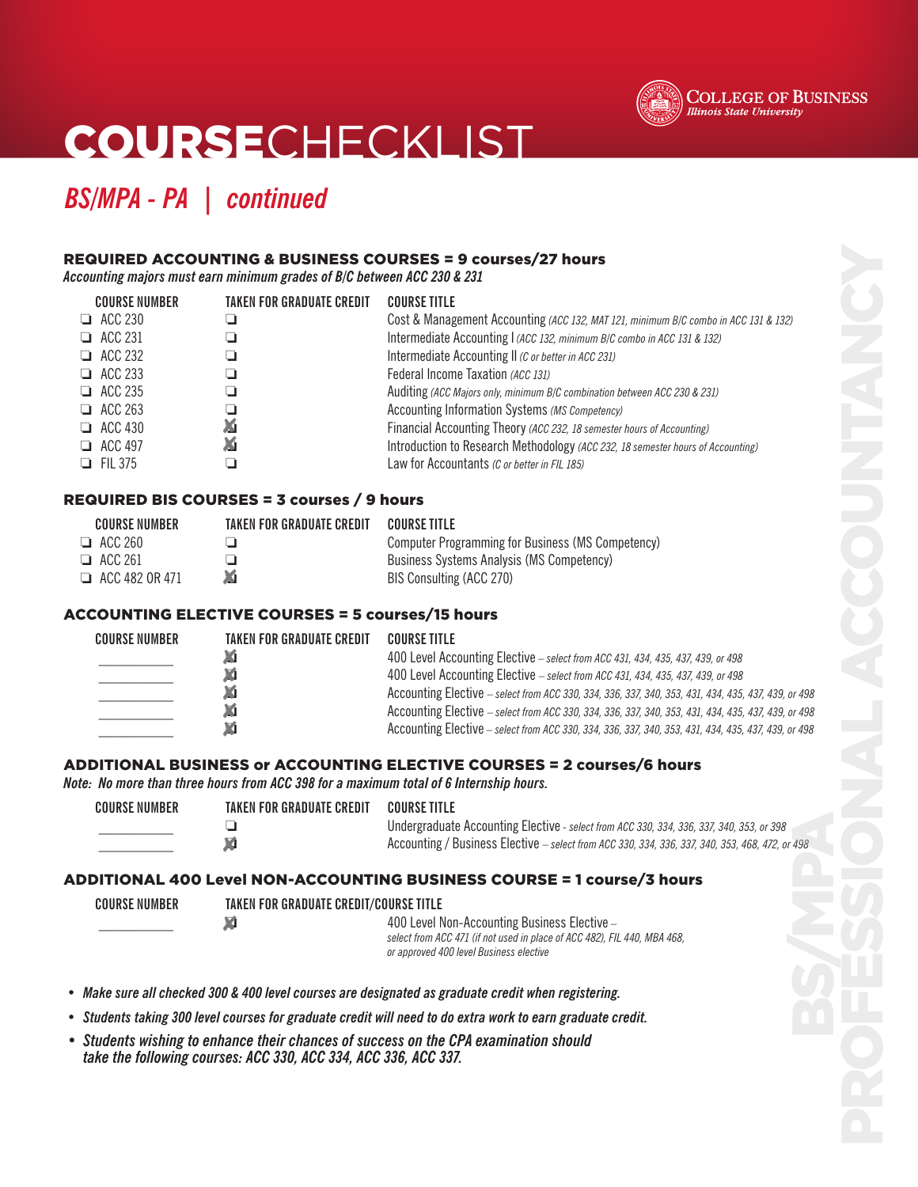# COURSECHECKLIST

College of Business
Illinois State University

## *BS/MPA - PA | continued*

### REQUIRED ACCOUNTING & BUSINESS COURSES = 9 courses/27 hours

*Accounting majors must earn minimum grades of B/C between ACC 230 & 231*

| COURSE NUMBER | TAKEN FOR GRADUATE CREDIT | COURSE TITLE |
|---|---|---|
| ❑ ACC 230 | ❑ | Cost & Management Accounting *(ACC 132, MAT 121, minimum B/C combo in ACC 131 & 132)* |
| ❑ ACC 231 | ❑ | Intermediate Accounting I *(ACC 132, minimum B/C combo in ACC 131 & 132)* |
| ❑ ACC 232 | ❑ | Intermediate Accounting II *(C or better in ACC 231)* |
| ❑ ACC 233 | ❑ | Federal Income Taxation *(ACC 131)* |
| ❑ ACC 235 | ❑ | Auditing *(ACC Majors only, minimum B/C combination between ACC 230 & 231)* |
| ❑ ACC 263 | ❑ | Accounting Information Systems *(MS Competency)* |
| ❑ ACC 430 | ☒ | Financial Accounting Theory *(ACC 232, 18 semester hours of Accounting)* |
| ❑ ACC 497 | ☒ | Introduction to Research Methodology *(ACC 232, 18 semester hours of Accounting)* |
| ❑ FIL 375 | ❑ | Law for Accountants *(C or better in FIL 185)* |

### REQUIRED BIS COURSES = 3 courses / 9 hours

| COURSE NUMBER | TAKEN FOR GRADUATE CREDIT | COURSE TITLE |
|---|---|---|
| ❑ ACC 260 | ❑ | Computer Programming for Business (MS Competency) |
| ❑ ACC 261 | ❑ | Business Systems Analysis (MS Competency) |
| ❑ ACC 482 OR 471 | ☒ | BIS Consulting (ACC 270) |

### ACCOUNTING ELECTIVE COURSES = 5 courses/15 hours

| COURSE NUMBER | TAKEN FOR GRADUATE CREDIT | COURSE TITLE |
|---|---|---|
| ________ | ☒ | 400 Level Accounting Elective – *select from ACC 431, 434, 435, 437, 439, or 498* |
| ________ | ☒ | 400 Level Accounting Elective – *select from ACC 431, 434, 435, 437, 439, or 498* |
| ________ | ☒ | Accounting Elective – *select from ACC 330, 334, 336, 337, 340, 353, 431, 434, 435, 437, 439, or 498* |
| ________ | ☒ | Accounting Elective – *select from ACC 330, 334, 336, 337, 340, 353, 431, 434, 435, 437, 439, or 498* |
| ________ | ☒ | Accounting Elective – *select from ACC 330, 334, 336, 337, 340, 353, 431, 434, 435, 437, 439, or 498* |

### ADDITIONAL BUSINESS or ACCOUNTING ELECTIVE COURSES = 2 courses/6 hours

*Note: No more than three hours from ACC 398 for a maximum total of 6 Internship hours.*

| COURSE NUMBER | TAKEN FOR GRADUATE CREDIT | COURSE TITLE |
|---|---|---|
| ________ | ❑ | Undergraduate Accounting Elective - *select from ACC 330, 334, 336, 337, 340, 353, or 398* |
| ________ | ☒ | Accounting / Business Elective – *select from ACC 330, 334, 336, 337, 340, 353, 468, 472, or 498* |

### ADDITIONAL 400 Level NON-ACCOUNTING BUSINESS COURSE = 1 course/3 hours

| COURSE NUMBER | TAKEN FOR GRADUATE CREDIT/COURSE TITLE | |
|---|---|---|
| ________ | ☒ | 400 Level Non-Accounting Business Elective – *select from ACC 471 (if not used in place of ACC 482), FIL 440, MBA 468, or approved 400 level Business elective* |

- *Make sure all checked 300 & 400 level courses are designated as graduate credit when registering.*
- *Students taking 300 level courses for graduate credit will need to do extra work to earn graduate credit.*
- *Students wishing to enhance their chances of success on the CPA examination should take the following courses: ACC 330, ACC 334, ACC 336, ACC 337.*

BS/MPA PROFESSIONAL ACCOUNTANCY